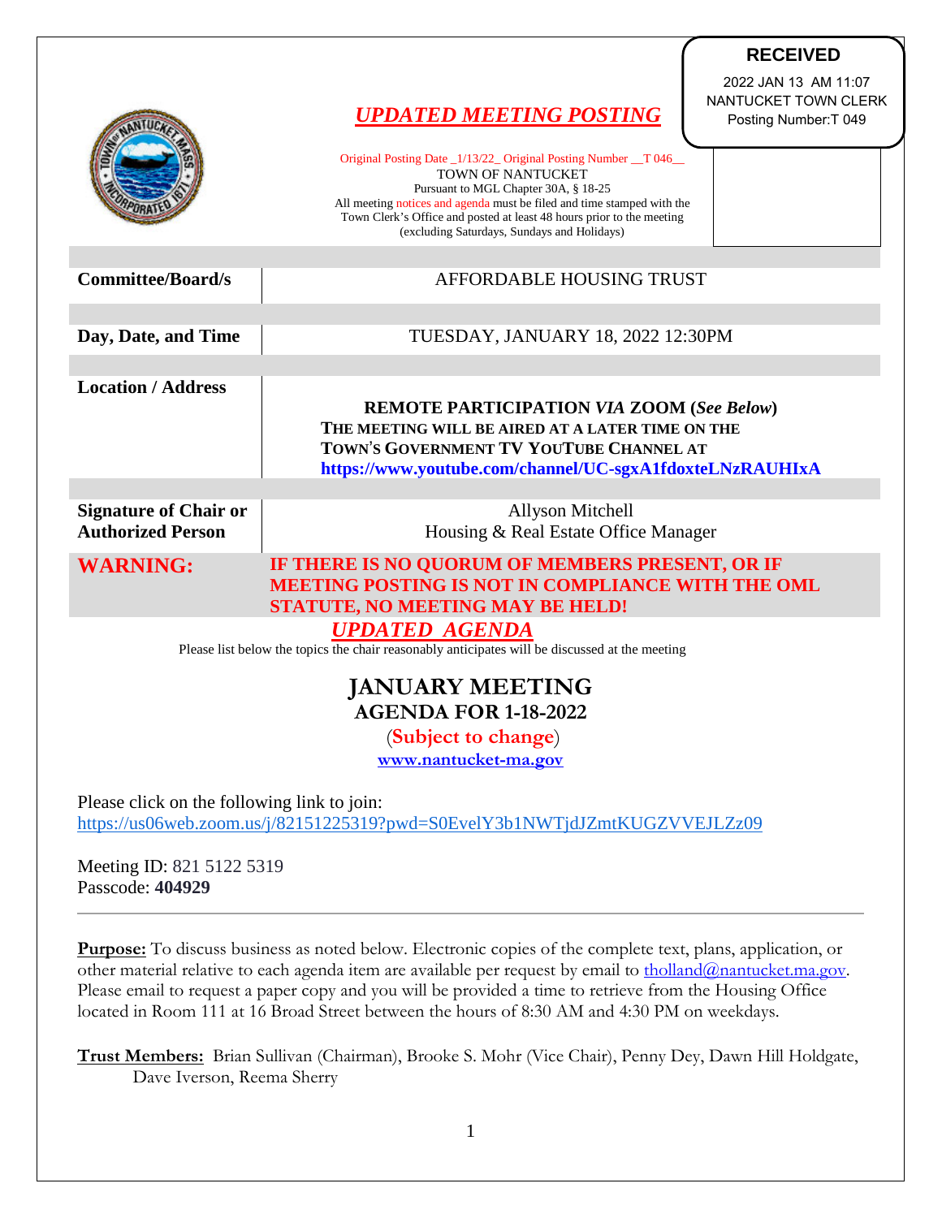**RECEIVED**

2022 JAN 13 AM 11:07
NANTUCKET TOWN CLERK
Posting Number:T 049

# *UPDATED MEETING POSTING*

Original Posting Date _1/13/22_ Original Posting Number __T 046__
TOWN OF NANTUCKET
Pursuant to MGL Chapter 30A, § 18-25
All meeting notices and agenda must be filed and time stamped with the Town Clerk's Office and posted at least 48 hours prior to the meeting (excluding Saturdays, Sundays and Holidays)

| | |
|---|---|
| **Committee/Board/s** | AFFORDABLE HOUSING TRUST |
| **Day, Date, and Time** | TUESDAY, JANUARY 18, 2022 12:30PM |
| **Location / Address** | **REMOTE PARTICIPATION *VIA* ZOOM (*See Below*)** **THE MEETING WILL BE AIRED AT A LATER TIME ON THE TOWN'S GOVERNMENT TV YOUTUBE CHANNEL AT** **https://www.youtube.com/channel/UC-sgxA1fdoxteLNzRAUHIxA** |
| **Signature of Chair or Authorized Person** | Allyson Mitchell<br>Housing & Real Estate Office Manager |
| **WARNING:** | **IF THERE IS NO QUORUM OF MEMBERS PRESENT, OR IF MEETING POSTING IS NOT IN COMPLIANCE WITH THE OML STATUTE, NO MEETING MAY BE HELD!** |

## *UPDATED AGENDA*

Please list below the topics the chair reasonably anticipates will be discussed at the meeting

## JANUARY MEETING
### AGENDA FOR 1-18-2022

(**Subject to change**)

**www.nantucket-ma.gov**

Please click on the following link to join:
https://us06web.zoom.us/j/82151225319?pwd=S0EvelY3b1NWTjdJZmtKUGZVVEJLZz09

Meeting ID: 821 5122 5319
Passcode: **404929**

---

**Purpose:** To discuss business as noted below. Electronic copies of the complete text, plans, application, or other material relative to each agenda item are available per request by email to tholland@nantucket.ma.gov. Please email to request a paper copy and you will be provided a time to retrieve from the Housing Office located in Room 111 at 16 Broad Street between the hours of 8:30 AM and 4:30 PM on weekdays.

**Trust Members:** Brian Sullivan (Chairman), Brooke S. Mohr (Vice Chair), Penny Dey, Dawn Hill Holdgate, Dave Iverson, Reema Sherry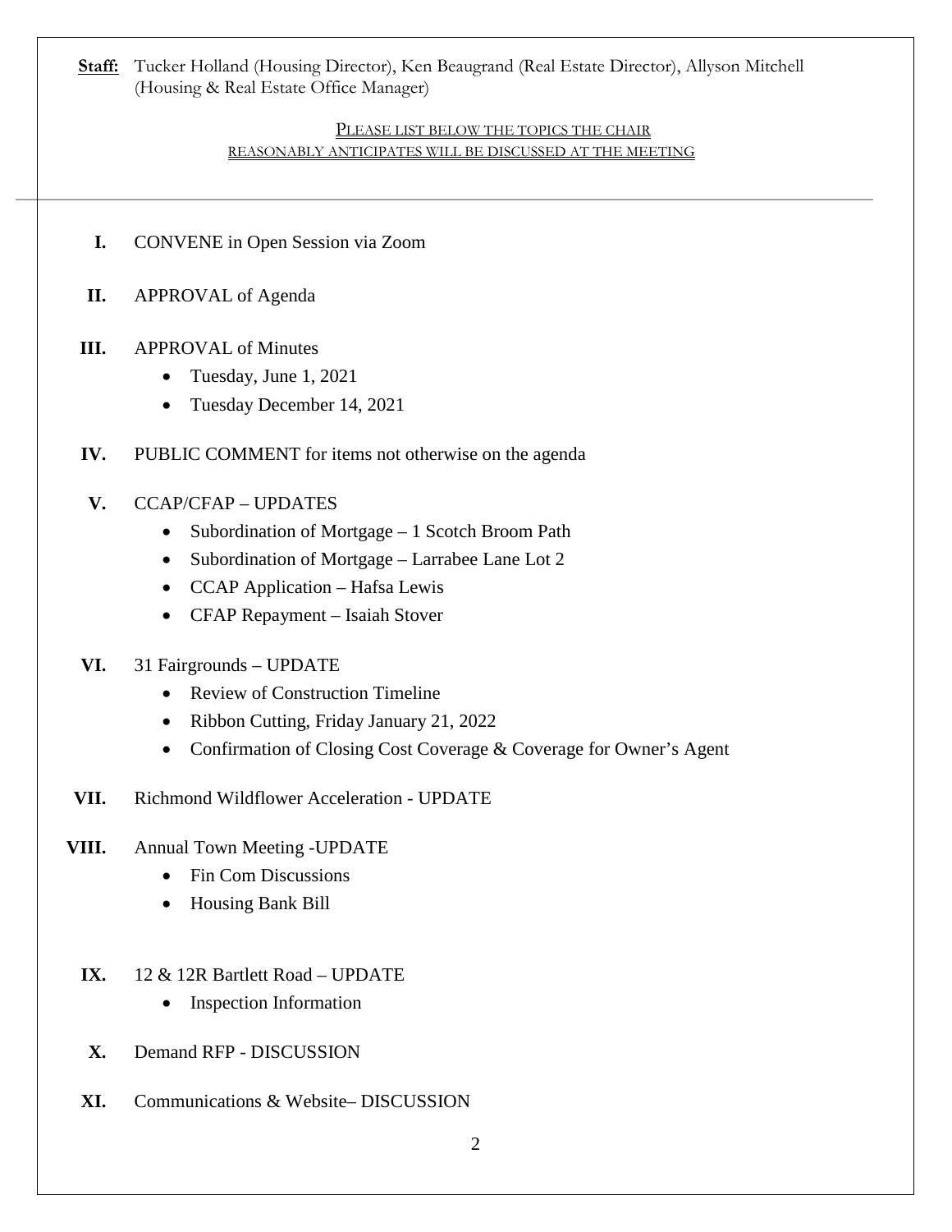**Staff:** Tucker Holland (Housing Director), Ken Beaugrand (Real Estate Director), Allyson Mitchell (Housing & Real Estate Office Manager)

PLEASE LIST BELOW THE TOPICS THE CHAIR REASONABLY ANTICIPATES WILL BE DISCUSSED AT THE MEETING

---

**I.** CONVENE in Open Session via Zoom

**II.** APPROVAL of Agenda

**III.** APPROVAL of Minutes

- Tuesday, June 1, 2021
- Tuesday December 14, 2021

**IV.** PUBLIC COMMENT for items not otherwise on the agenda

**V.** CCAP/CFAP – UPDATES

- Subordination of Mortgage – 1 Scotch Broom Path
- Subordination of Mortgage – Larrabee Lane Lot 2
- CCAP Application – Hafsa Lewis
- CFAP Repayment – Isaiah Stover

**VI.** 31 Fairgrounds – UPDATE

- Review of Construction Timeline
- Ribbon Cutting, Friday January 21, 2022
- Confirmation of Closing Cost Coverage & Coverage for Owner's Agent

**VII.** Richmond Wildflower Acceleration - UPDATE

**VIII.** Annual Town Meeting -UPDATE

- Fin Com Discussions
- Housing Bank Bill

**IX.** 12 & 12R Bartlett Road – UPDATE

- Inspection Information

**X.** Demand RFP - DISCUSSION

**XI.** Communications & Website– DISCUSSION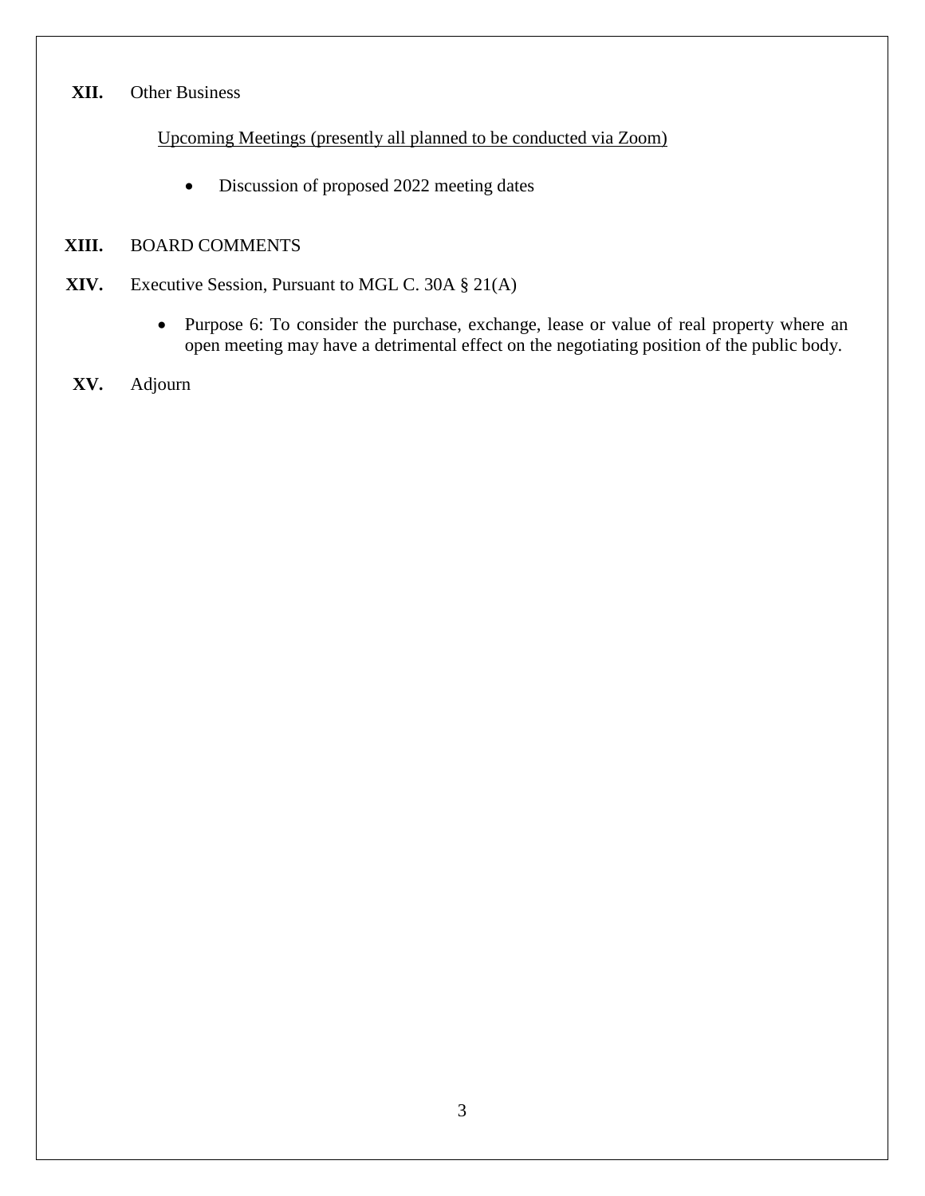**XII.** Other Business

Upcoming Meetings (presently all planned to be conducted via Zoom)

- Discussion of proposed 2022 meeting dates

**XIII.** BOARD COMMENTS

**XIV.** Executive Session, Pursuant to MGL C. 30A § 21(A)

- Purpose 6: To consider the purchase, exchange, lease or value of real property where an open meeting may have a detrimental effect on the negotiating position of the public body.

**XV.** Adjourn